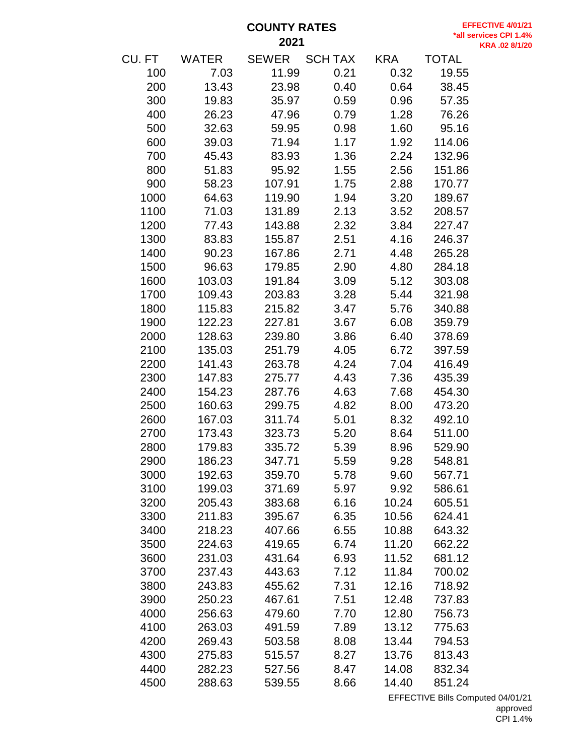# COUNTY RATES

## 2021

**EFFECTIVE 4/01/21**
***all services CPI 1.4%**
**KRA .02 8/1/20**

| CU. FT | WATER | SEWER | SCH TAX | KRA | TOTAL |
|---|---|---|---|---|---|
| 100 | 7.03 | 11.99 | 0.21 | 0.32 | 19.55 |
| 200 | 13.43 | 23.98 | 0.40 | 0.64 | 38.45 |
| 300 | 19.83 | 35.97 | 0.59 | 0.96 | 57.35 |
| 400 | 26.23 | 47.96 | 0.79 | 1.28 | 76.26 |
| 500 | 32.63 | 59.95 | 0.98 | 1.60 | 95.16 |
| 600 | 39.03 | 71.94 | 1.17 | 1.92 | 114.06 |
| 700 | 45.43 | 83.93 | 1.36 | 2.24 | 132.96 |
| 800 | 51.83 | 95.92 | 1.55 | 2.56 | 151.86 |
| 900 | 58.23 | 107.91 | 1.75 | 2.88 | 170.77 |
| 1000 | 64.63 | 119.90 | 1.94 | 3.20 | 189.67 |
| 1100 | 71.03 | 131.89 | 2.13 | 3.52 | 208.57 |
| 1200 | 77.43 | 143.88 | 2.32 | 3.84 | 227.47 |
| 1300 | 83.83 | 155.87 | 2.51 | 4.16 | 246.37 |
| 1400 | 90.23 | 167.86 | 2.71 | 4.48 | 265.28 |
| 1500 | 96.63 | 179.85 | 2.90 | 4.80 | 284.18 |
| 1600 | 103.03 | 191.84 | 3.09 | 5.12 | 303.08 |
| 1700 | 109.43 | 203.83 | 3.28 | 5.44 | 321.98 |
| 1800 | 115.83 | 215.82 | 3.47 | 5.76 | 340.88 |
| 1900 | 122.23 | 227.81 | 3.67 | 6.08 | 359.79 |
| 2000 | 128.63 | 239.80 | 3.86 | 6.40 | 378.69 |
| 2100 | 135.03 | 251.79 | 4.05 | 6.72 | 397.59 |
| 2200 | 141.43 | 263.78 | 4.24 | 7.04 | 416.49 |
| 2300 | 147.83 | 275.77 | 4.43 | 7.36 | 435.39 |
| 2400 | 154.23 | 287.76 | 4.63 | 7.68 | 454.30 |
| 2500 | 160.63 | 299.75 | 4.82 | 8.00 | 473.20 |
| 2600 | 167.03 | 311.74 | 5.01 | 8.32 | 492.10 |
| 2700 | 173.43 | 323.73 | 5.20 | 8.64 | 511.00 |
| 2800 | 179.83 | 335.72 | 5.39 | 8.96 | 529.90 |
| 2900 | 186.23 | 347.71 | 5.59 | 9.28 | 548.81 |
| 3000 | 192.63 | 359.70 | 5.78 | 9.60 | 567.71 |
| 3100 | 199.03 | 371.69 | 5.97 | 9.92 | 586.61 |
| 3200 | 205.43 | 383.68 | 6.16 | 10.24 | 605.51 |
| 3300 | 211.83 | 395.67 | 6.35 | 10.56 | 624.41 |
| 3400 | 218.23 | 407.66 | 6.55 | 10.88 | 643.32 |
| 3500 | 224.63 | 419.65 | 6.74 | 11.20 | 662.22 |
| 3600 | 231.03 | 431.64 | 6.93 | 11.52 | 681.12 |
| 3700 | 237.43 | 443.63 | 7.12 | 11.84 | 700.02 |
| 3800 | 243.83 | 455.62 | 7.31 | 12.16 | 718.92 |
| 3900 | 250.23 | 467.61 | 7.51 | 12.48 | 737.83 |
| 4000 | 256.63 | 479.60 | 7.70 | 12.80 | 756.73 |
| 4100 | 263.03 | 491.59 | 7.89 | 13.12 | 775.63 |
| 4200 | 269.43 | 503.58 | 8.08 | 13.44 | 794.53 |
| 4300 | 275.83 | 515.57 | 8.27 | 13.76 | 813.43 |
| 4400 | 282.23 | 527.56 | 8.47 | 14.08 | 832.34 |
| 4500 | 288.63 | 539.55 | 8.66 | 14.40 | 851.24 |

EFFECTIVE Bills Computed 04/01/21
approved
CPI 1.4%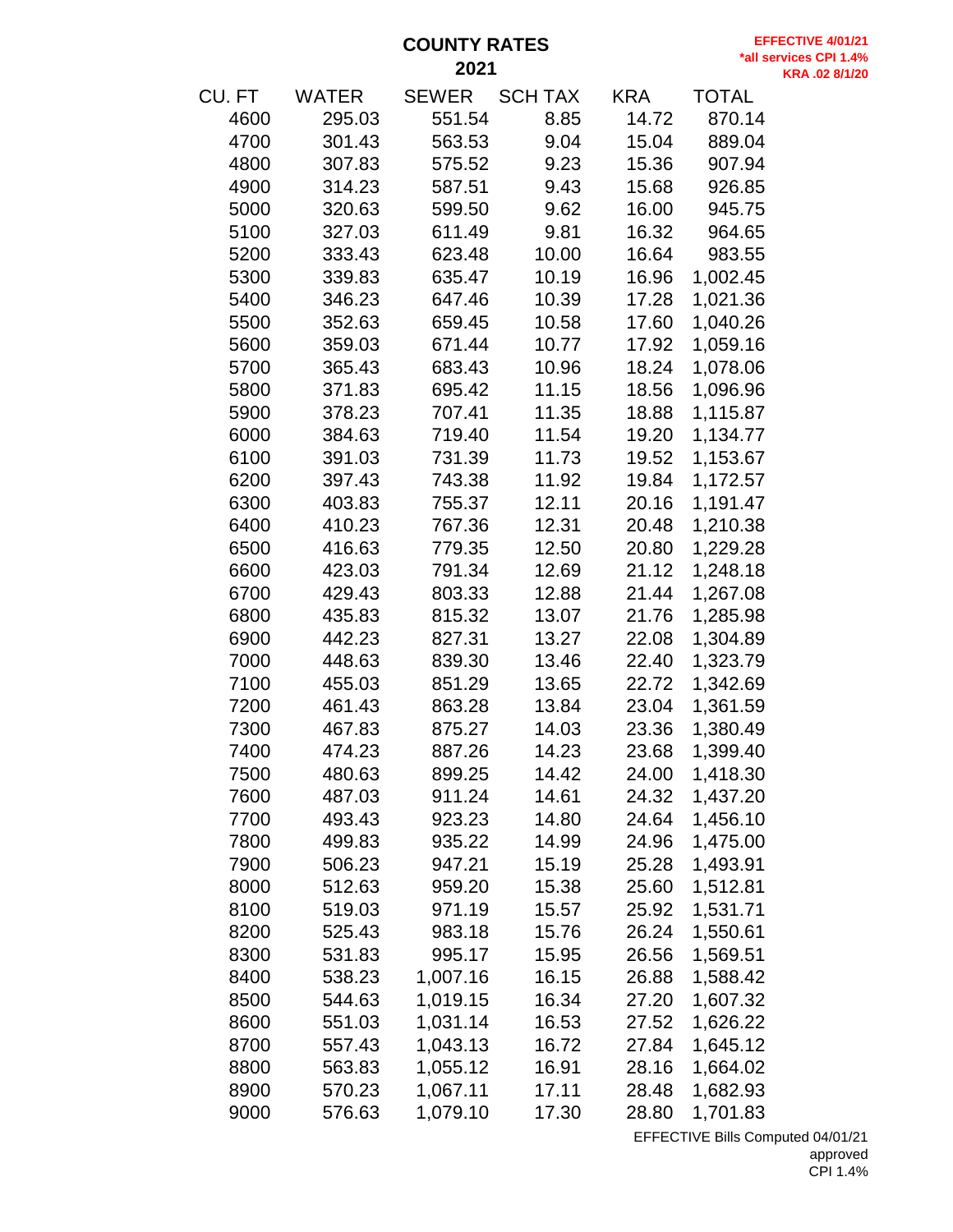**EFFECTIVE 4/01/21**
***all services CPI 1.4%**
**KRA .02 8/1/20**

# COUNTY RATES
## 2021

| CU. FT | WATER | SEWER | SCH TAX | KRA | TOTAL |
|---|---|---|---|---|---|
| 4600 | 295.03 | 551.54 | 8.85 | 14.72 | 870.14 |
| 4700 | 301.43 | 563.53 | 9.04 | 15.04 | 889.04 |
| 4800 | 307.83 | 575.52 | 9.23 | 15.36 | 907.94 |
| 4900 | 314.23 | 587.51 | 9.43 | 15.68 | 926.85 |
| 5000 | 320.63 | 599.50 | 9.62 | 16.00 | 945.75 |
| 5100 | 327.03 | 611.49 | 9.81 | 16.32 | 964.65 |
| 5200 | 333.43 | 623.48 | 10.00 | 16.64 | 983.55 |
| 5300 | 339.83 | 635.47 | 10.19 | 16.96 | 1,002.45 |
| 5400 | 346.23 | 647.46 | 10.39 | 17.28 | 1,021.36 |
| 5500 | 352.63 | 659.45 | 10.58 | 17.60 | 1,040.26 |
| 5600 | 359.03 | 671.44 | 10.77 | 17.92 | 1,059.16 |
| 5700 | 365.43 | 683.43 | 10.96 | 18.24 | 1,078.06 |
| 5800 | 371.83 | 695.42 | 11.15 | 18.56 | 1,096.96 |
| 5900 | 378.23 | 707.41 | 11.35 | 18.88 | 1,115.87 |
| 6000 | 384.63 | 719.40 | 11.54 | 19.20 | 1,134.77 |
| 6100 | 391.03 | 731.39 | 11.73 | 19.52 | 1,153.67 |
| 6200 | 397.43 | 743.38 | 11.92 | 19.84 | 1,172.57 |
| 6300 | 403.83 | 755.37 | 12.11 | 20.16 | 1,191.47 |
| 6400 | 410.23 | 767.36 | 12.31 | 20.48 | 1,210.38 |
| 6500 | 416.63 | 779.35 | 12.50 | 20.80 | 1,229.28 |
| 6600 | 423.03 | 791.34 | 12.69 | 21.12 | 1,248.18 |
| 6700 | 429.43 | 803.33 | 12.88 | 21.44 | 1,267.08 |
| 6800 | 435.83 | 815.32 | 13.07 | 21.76 | 1,285.98 |
| 6900 | 442.23 | 827.31 | 13.27 | 22.08 | 1,304.89 |
| 7000 | 448.63 | 839.30 | 13.46 | 22.40 | 1,323.79 |
| 7100 | 455.03 | 851.29 | 13.65 | 22.72 | 1,342.69 |
| 7200 | 461.43 | 863.28 | 13.84 | 23.04 | 1,361.59 |
| 7300 | 467.83 | 875.27 | 14.03 | 23.36 | 1,380.49 |
| 7400 | 474.23 | 887.26 | 14.23 | 23.68 | 1,399.40 |
| 7500 | 480.63 | 899.25 | 14.42 | 24.00 | 1,418.30 |
| 7600 | 487.03 | 911.24 | 14.61 | 24.32 | 1,437.20 |
| 7700 | 493.43 | 923.23 | 14.80 | 24.64 | 1,456.10 |
| 7800 | 499.83 | 935.22 | 14.99 | 24.96 | 1,475.00 |
| 7900 | 506.23 | 947.21 | 15.19 | 25.28 | 1,493.91 |
| 8000 | 512.63 | 959.20 | 15.38 | 25.60 | 1,512.81 |
| 8100 | 519.03 | 971.19 | 15.57 | 25.92 | 1,531.71 |
| 8200 | 525.43 | 983.18 | 15.76 | 26.24 | 1,550.61 |
| 8300 | 531.83 | 995.17 | 15.95 | 26.56 | 1,569.51 |
| 8400 | 538.23 | 1,007.16 | 16.15 | 26.88 | 1,588.42 |
| 8500 | 544.63 | 1,019.15 | 16.34 | 27.20 | 1,607.32 |
| 8600 | 551.03 | 1,031.14 | 16.53 | 27.52 | 1,626.22 |
| 8700 | 557.43 | 1,043.13 | 16.72 | 27.84 | 1,645.12 |
| 8800 | 563.83 | 1,055.12 | 16.91 | 28.16 | 1,664.02 |
| 8900 | 570.23 | 1,067.11 | 17.11 | 28.48 | 1,682.93 |
| 9000 | 576.63 | 1,079.10 | 17.30 | 28.80 | 1,701.83 |

EFFECTIVE Bills Computed 04/01/21
approved
CPI 1.4%